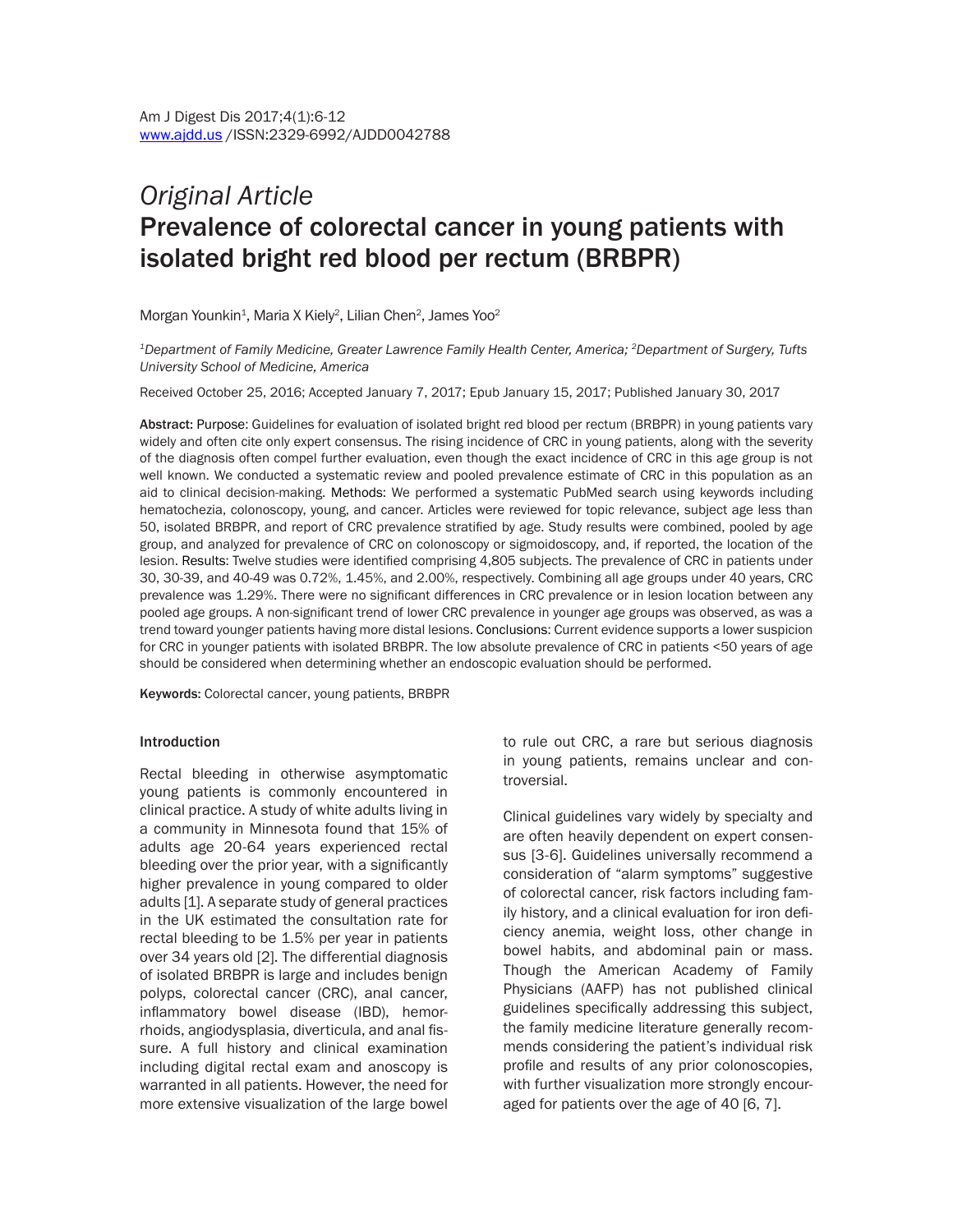*Original Article*

# Prevalence of colorectal cancer in young patients with isolated bright red blood per rectum (BRBPR)

Morgan Younkin[1], Maria X Kiely[2], Lilian Chen[2], James Yoo[2]

[1]*Department of Family Medicine, Greater Lawrence Family Health Center, America;* [2]*Department of Surgery, Tufts University School of Medicine, America*

Received October 25, 2016; Accepted January 7, 2017; Epub January 15, 2017; Published January 30, 2017

**Abstract:** Purpose: Guidelines for evaluation of isolated bright red blood per rectum (BRBPR) in young patients vary widely and often cite only expert consensus. The rising incidence of CRC in young patients, along with the severity of the diagnosis often compel further evaluation, even though the exact incidence of CRC in this age group is not well known. We conducted a systematic review and pooled prevalence estimate of CRC in this population as an aid to clinical decision-making. Methods: We performed a systematic PubMed search using keywords including hematochezia, colonoscopy, young, and cancer. Articles were reviewed for topic relevance, subject age less than 50, isolated BRBPR, and report of CRC prevalence stratified by age. Study results were combined, pooled by age group, and analyzed for prevalence of CRC on colonoscopy or sigmoidoscopy, and, if reported, the location of the lesion. Results: Twelve studies were identified comprising 4,805 subjects. The prevalence of CRC in patients under 30, 30-39, and 40-49 was 0.72%, 1.45%, and 2.00%, respectively. Combining all age groups under 40 years, CRC prevalence was 1.29%. There were no significant differences in CRC prevalence or in lesion location between any pooled age groups. A non-significant trend of lower CRC prevalence in younger age groups was observed, as was a trend toward younger patients having more distal lesions. Conclusions: Current evidence supports a lower suspicion for CRC in younger patients with isolated BRBPR. The low absolute prevalence of CRC in patients <50 years of age should be considered when determining whether an endoscopic evaluation should be performed.

**Keywords:** Colorectal cancer, young patients, BRBPR

## Introduction

Rectal bleeding in otherwise asymptomatic young patients is commonly encountered in clinical practice. A study of white adults living in a community in Minnesota found that 15% of adults age 20-64 years experienced rectal bleeding over the prior year, with a significantly higher prevalence in young compared to older adults [1]. A separate study of general practices in the UK estimated the consultation rate for rectal bleeding to be 1.5% per year in patients over 34 years old [2]. The differential diagnosis of isolated BRBPR is large and includes benign polyps, colorectal cancer (CRC), anal cancer, inflammatory bowel disease (IBD), hemorrhoids, angiodysplasia, diverticula, and anal fissure. A full history and clinical examination including digital rectal exam and anoscopy is warranted in all patients. However, the need for more extensive visualization of the large bowel to rule out CRC, a rare but serious diagnosis in young patients, remains unclear and controversial.

Clinical guidelines vary widely by specialty and are often heavily dependent on expert consensus [3-6]. Guidelines universally recommend a consideration of "alarm symptoms" suggestive of colorectal cancer, risk factors including family history, and a clinical evaluation for iron deficiency anemia, weight loss, other change in bowel habits, and abdominal pain or mass. Though the American Academy of Family Physicians (AAFP) has not published clinical guidelines specifically addressing this subject, the family medicine literature generally recommends considering the patient's individual risk profile and results of any prior colonoscopies, with further visualization more strongly encouraged for patients over the age of 40 [6, 7].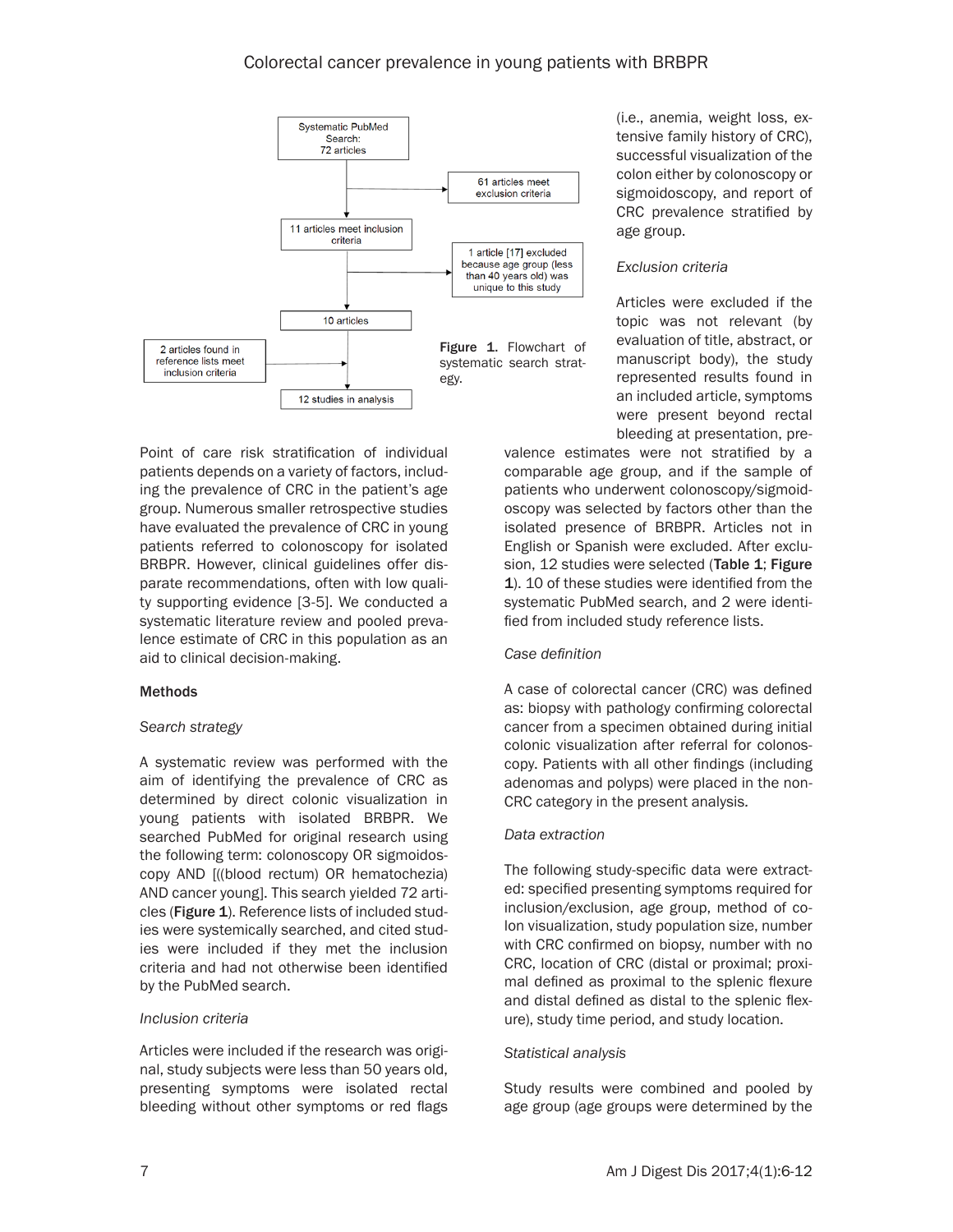Figure 1. Flowchart of systematic search strategy.

Point of care risk stratification of individual patients depends on a variety of factors, including the prevalence of CRC in the patient's age group. Numerous smaller retrospective studies have evaluated the prevalence of CRC in young patients referred to colonoscopy for isolated BRBPR. However, clinical guidelines offer disparate recommendations, often with low quality supporting evidence [3-5]. We conducted a systematic literature review and pooled prevalence estimate of CRC in this population as an aid to clinical decision-making.

## Methods

### *Search strategy*

A systematic review was performed with the aim of identifying the prevalence of CRC as determined by direct colonic visualization in young patients with isolated BRBPR. We searched PubMed for original research using the following term: colonoscopy OR sigmoidoscopy AND [((blood rectum) OR hematochezia) AND cancer young]. This search yielded 72 articles (**Figure 1**). Reference lists of included studies were systemically searched, and cited studies were included if they met the inclusion criteria and had not otherwise been identified by the PubMed search.

### *Inclusion criteria*

Articles were included if the research was original, study subjects were less than 50 years old, presenting symptoms were isolated rectal bleeding without other symptoms or red flags (i.e., anemia, weight loss, extensive family history of CRC), successful visualization of the colon either by colonoscopy or sigmoidoscopy, and report of CRC prevalence stratified by age group.

### *Exclusion criteria*

Articles were excluded if the topic was not relevant (by evaluation of title, abstract, or manuscript body), the study represented results found in an included article, symptoms were present beyond rectal bleeding at presentation, prevalence estimates were not stratified by a comparable age group, and if the sample of patients who underwent colonoscopy/sigmoidoscopy was selected by factors other than the isolated presence of BRBPR. Articles not in English or Spanish were excluded. After exclusion, 12 studies were selected (**Table 1**; **Figure 1**). 10 of these studies were identified from the systematic PubMed search, and 2 were identified from included study reference lists.

### *Case definition*

A case of colorectal cancer (CRC) was defined as: biopsy with pathology confirming colorectal cancer from a specimen obtained during initial colonic visualization after referral for colonoscopy. Patients with all other findings (including adenomas and polyps) were placed in the non-CRC category in the present analysis.

### *Data extraction*

The following study-specific data were extracted: specified presenting symptoms required for inclusion/exclusion, age group, method of colon visualization, study population size, number with CRC confirmed on biopsy, number with no CRC, location of CRC (distal or proximal; proximal defined as proximal to the splenic flexure and distal defined as distal to the splenic flexure), study time period, and study location.

### *Statistical analysis*

Study results were combined and pooled by age group (age groups were determined by the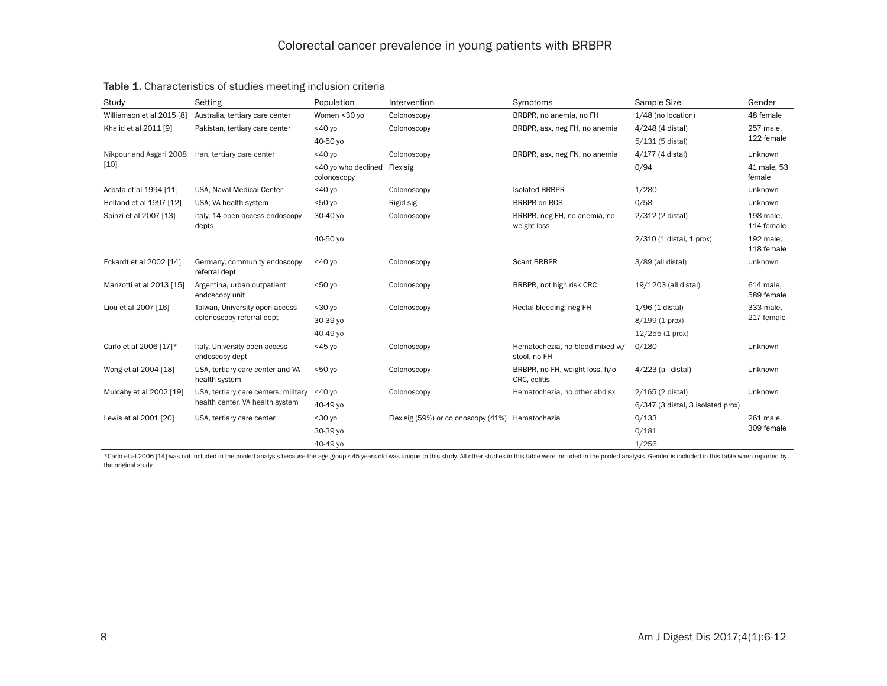**Table 1.** Characteristics of studies meeting inclusion criteria

| Study | Setting | Population | Intervention | Symptoms | Sample Size | Gender |
|---|---|---|---|---|---|---|
| Williamson et al 2015 [8] | Australia, tertiary care center | Women <30 yo | Colonoscopy | BRBPR, no anemia, no FH | 1/48 (no location) | 48 female |
| Khalid et al 2011 [9] | Pakistan, tertiary care center | <40 yo | Colonoscopy | BRBPR, asx, neg FH, no anemia | 4/248 (4 distal) | 257 male, 122 female |
| | | 40-50 yo | | | 5/131 (5 distal) | |
| Nikpour and Asgari 2008 [10] | Iran, tertiary care center | <40 yo | Colonoscopy | BRBPR, asx, neg FN, no anemia | 4/177 (4 distal) | Unknown |
| | | <40 yo who declined colonoscopy | Flex sig | | 0/94 | 41 male, 53 female |
| Acosta et al 1994 [11] | USA, Naval Medical Center | <40 yo | Colonoscopy | Isolated BRBPR | 1/280 | Unknown |
| Helfand et al 1997 [12] | USA; VA health system | <50 yo | Rigid sig | BRBPR on ROS | 0/58 | Unknown |
| Spinzi et al 2007 [13] | Italy, 14 open-access endoscopy depts | 30-40 yo | Colonoscopy | BRBPR, neg FH, no anemia, no weight loss | 2/312 (2 distal) | 198 male, 114 female |
| | | 40-50 yo | | | 2/310 (1 distal, 1 prox) | 192 male, 118 female |
| Eckardt et al 2002 [14] | Germany, community endoscopy referral dept | <40 yo | Colonoscopy | Scant BRBPR | 3/89 (all distal) | Unknown |
| Manzotti et al 2013 [15] | Argentina, urban outpatient endoscopy unit | <50 yo | Colonoscopy | BRBPR, not high risk CRC | 19/1203 (all distal) | 614 male, 589 female |
| Liou et al 2007 [16] | Taiwan, University open-access colonoscopy referral dept | <30 yo | Colonoscopy | Rectal bleeding; neg FH | 1/96 (1 distal) | 333 male, 217 female |
| | | 30-39 yo | | | 8/199 (1 prox) | |
| | | 40-49 yo | | | 12/255 (1 prox) | |
| Carlo et al 2006 [17]* | Italy, University open-access endoscopy dept | <45 yo | Colonoscopy | Hematochezia, no blood mixed w/ stool, no FH | 0/180 | Unknown |
| Wong et al 2004 [18] | USA, tertiary care center and VA health system | <50 yo | Colonoscopy | BRBPR, no FH, weight loss, h/o CRC, colitis | 4/223 (all distal) | Unknown |
| Mulcahy et al 2002 [19] | USA, tertiary care centers, military health center, VA health system | <40 yo | Colonoscopy | Hematochezia, no other abd sx | 2/165 (2 distal) | Unknown |
| | | 40-49 yo | | | 6/347 (3 distal, 3 isolated prox) | |
| Lewis et al 2001 [20] | USA, tertiary care center | <30 yo | Flex sig (59%) or colonoscopy (41%) | Hematochezia | 0/133 | 261 male, 309 female |
| | | 30-39 yo | | | 0/181 | |
| | | 40-49 yo | | | 1/256 | |

*Carlo et al 2006 [14] was not included in the pooled analysis because the age group <45 years old was unique to this study. All other studies in this table were included in the pooled analysis. Gender is included in this table when reported by the original study.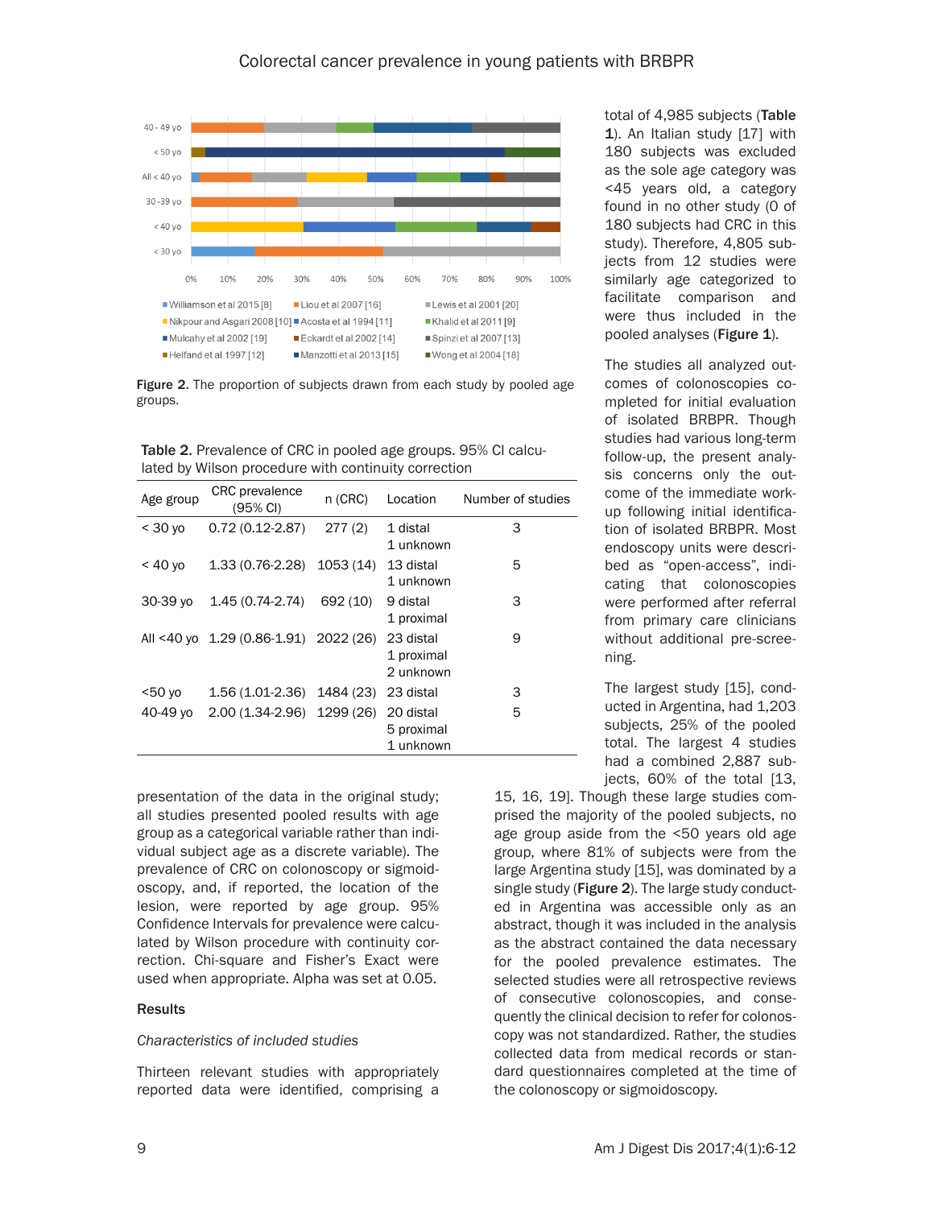Figure 2. The proportion of subjects drawn from each study by pooled age groups.

Table 2. Prevalence of CRC in pooled age groups. 95% CI calculated by Wilson procedure with continuity correction

| Age group | CRC prevalence (95% CI) | n (CRC) | Location | Number of studies |
|---|---|---|---|---|
| < 30 yo | 0.72 (0.12-2.87) | 277 (2) | 1 distal<br>1 unknown | 3 |
| < 40 yo | 1.33 (0.76-2.28) | 1053 (14) | 13 distal<br>1 unknown | 5 |
| 30-39 yo | 1.45 (0.74-2.74) | 692 (10) | 9 distal<br>1 proximal | 3 |
| All <40 yo | 1.29 (0.86-1.91) | 2022 (26) | 23 distal<br>1 proximal<br>2 unknown | 9 |
| <50 yo | 1.56 (1.01-2.36) | 1484 (23) | 23 distal | 3 |
| 40-49 yo | 2.00 (1.34-2.96) | 1299 (26) | 20 distal<br>5 proximal<br>1 unknown | 5 |

presentation of the data in the original study; all studies presented pooled results with age group as a categorical variable rather than individual subject age as a discrete variable). The prevalence of CRC on colonoscopy or sigmoidoscopy, and, if reported, the location of the lesion, were reported by age group. 95% Confidence Intervals for prevalence were calculated by Wilson procedure with continuity correction. Chi-square and Fisher's Exact were used when appropriate. Alpha was set at 0.05.

## Results

*Characteristics of included studies*

Thirteen relevant studies with appropriately reported data were identified, comprising a total of 4,985 subjects (**Table 1**). An Italian study [17] with 180 subjects was excluded as the sole age category was <45 years old, a category found in no other study (0 of 180 subjects had CRC in this study). Therefore, 4,805 subjects from 12 studies were similarly age categorized to facilitate comparison and were thus included in the pooled analyses (**Figure 1**).

The studies all analyzed outcomes of colonoscopies completed for initial evaluation of isolated BRBPR. Though studies had various long-term follow-up, the present analysis concerns only the outcome of the immediate workup following initial identification of isolated BRBPR. Most endoscopy units were described as "open-access", indicating that colonoscopies were performed after referral from primary care clinicians without additional pre-screening.

The largest study [15], conducted in Argentina, had 1,203 subjects, 25% of the pooled total. The largest 4 studies had a combined 2,887 subjects, 60% of the total [13, 15, 16, 19]. Though these large studies comprised the majority of the pooled subjects, no age group aside from the <50 years old age group, where 81% of subjects were from the large Argentina study [15], was dominated by a single study (**Figure 2**). The large study conducted in Argentina was accessible only as an abstract, though it was included in the analysis as the abstract contained the data necessary for the pooled prevalence estimates. The selected studies were all retrospective reviews of consecutive colonoscopies, and consequently the clinical decision to refer for colonoscopy was not standardized. Rather, the studies collected data from medical records or standard questionnaires completed at the time of the colonoscopy or sigmoidoscopy.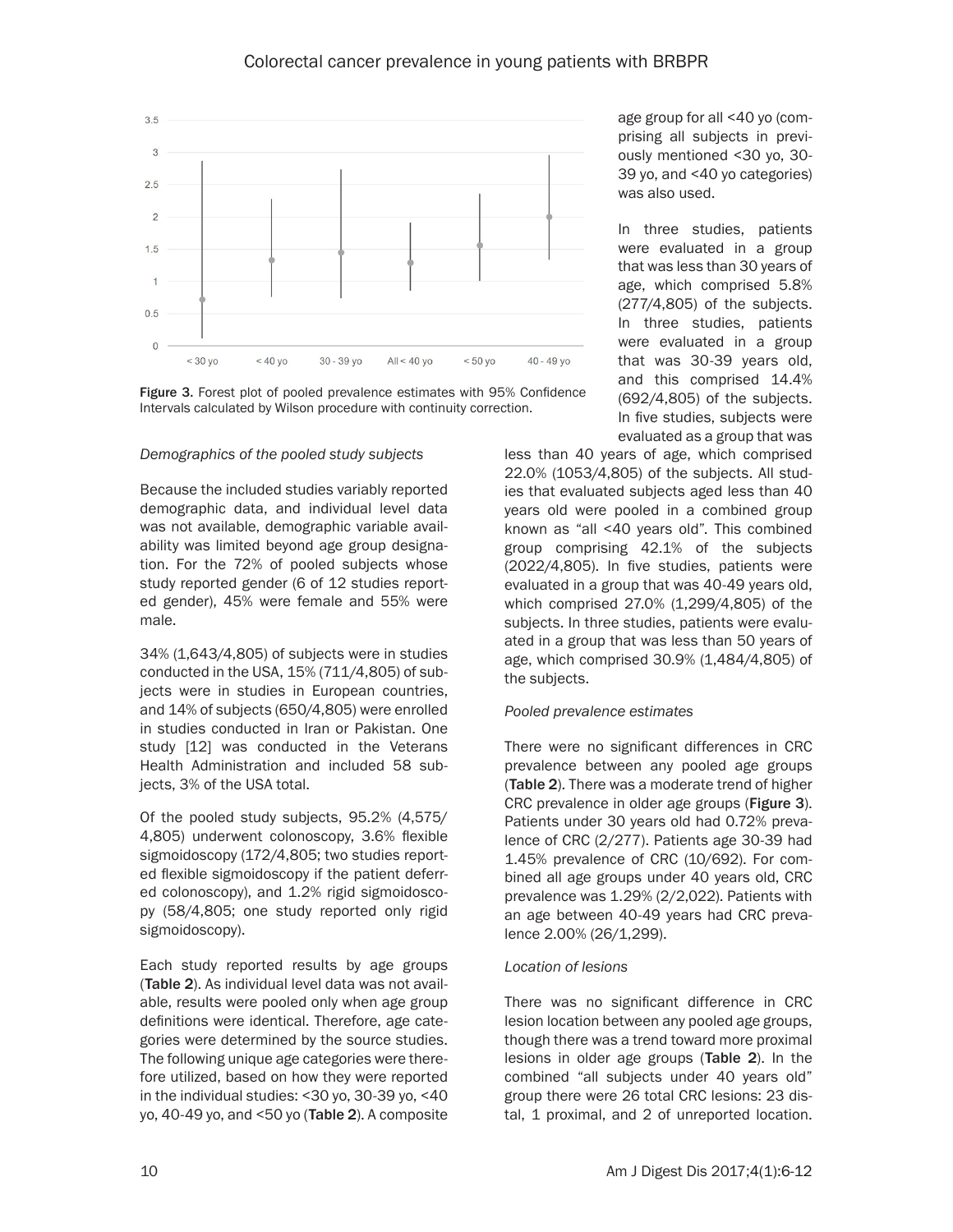Figure 3. Forest plot of pooled prevalence estimates with 95% Confidence Intervals calculated by Wilson procedure with continuity correction.

*Demographics of the pooled study subjects*

Because the included studies variably reported demographic data, and individual level data was not available, demographic variable availability was limited beyond age group designation. For the 72% of pooled subjects whose study reported gender (6 of 12 studies reported gender), 45% were female and 55% were male.

34% (1,643/4,805) of subjects were in studies conducted in the USA, 15% (711/4,805) of subjects were in studies in European countries, and 14% of subjects (650/4,805) were enrolled in studies conducted in Iran or Pakistan. One study [12] was conducted in the Veterans Health Administration and included 58 subjects, 3% of the USA total.

Of the pooled study subjects, 95.2% (4,575/4,805) underwent colonoscopy, 3.6% flexible sigmoidoscopy (172/4,805; two studies reported flexible sigmoidoscopy if the patient deferred colonoscopy), and 1.2% rigid sigmoidoscopy (58/4,805; one study reported only rigid sigmoidoscopy).

Each study reported results by age groups (**Table 2**). As individual level data was not available, results were pooled only when age group definitions were identical. Therefore, age categories were determined by the source studies. The following unique age categories were therefore utilized, based on how they were reported in the individual studies: <30 yo, 30-39 yo, <40 yo, 40-49 yo, and <50 yo (**Table 2**). A composite age group for all <40 yo (comprising all subjects in previously mentioned <30 yo, 30-39 yo, and <40 yo categories) was also used.

In three studies, patients were evaluated in a group that was less than 30 years of age, which comprised 5.8% (277/4,805) of the subjects. In three studies, patients were evaluated in a group that was 30-39 years old, and this comprised 14.4% (692/4,805) of the subjects. In five studies, subjects were evaluated as a group that was less than 40 years of age, which comprised 22.0% (1053/4,805) of the subjects. All studies that evaluated subjects aged less than 40 years old were pooled in a combined group known as "all <40 years old". This combined group comprising 42.1% of the subjects (2022/4,805). In five studies, patients were evaluated in a group that was 40-49 years old, which comprised 27.0% (1,299/4,805) of the subjects. In three studies, patients were evaluated in a group that was less than 50 years of age, which comprised 30.9% (1,484/4,805) of the subjects.

*Pooled prevalence estimates*

There were no significant differences in CRC prevalence between any pooled age groups (**Table 2**). There was a moderate trend of higher CRC prevalence in older age groups (**Figure 3**). Patients under 30 years old had 0.72% prevalence of CRC (2/277). Patients age 30-39 had 1.45% prevalence of CRC (10/692). For combined all age groups under 40 years old, CRC prevalence was 1.29% (2/2,022). Patients with an age between 40-49 years had CRC prevalence 2.00% (26/1,299).

*Location of lesions*

There was no significant difference in CRC lesion location between any pooled age groups, though there was a trend toward more proximal lesions in older age groups (**Table 2**). In the combined "all subjects under 40 years old" group there were 26 total CRC lesions: 23 distal, 1 proximal, and 2 of unreported location.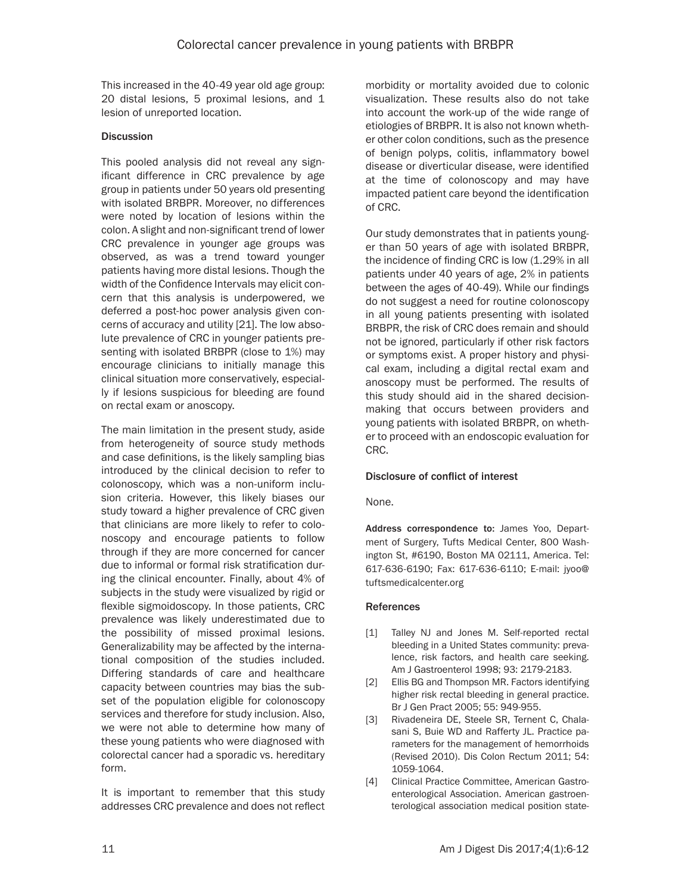This increased in the 40-49 year old age group: 20 distal lesions, 5 proximal lesions, and 1 lesion of unreported location.

## Discussion

This pooled analysis did not reveal any significant difference in CRC prevalence by age group in patients under 50 years old presenting with isolated BRBPR. Moreover, no differences were noted by location of lesions within the colon. A slight and non-significant trend of lower CRC prevalence in younger age groups was observed, as was a trend toward younger patients having more distal lesions. Though the width of the Confidence Intervals may elicit concern that this analysis is underpowered, we deferred a post-hoc power analysis given concerns of accuracy and utility [21]. The low absolute prevalence of CRC in younger patients presenting with isolated BRBPR (close to 1%) may encourage clinicians to initially manage this clinical situation more conservatively, especially if lesions suspicious for bleeding are found on rectal exam or anoscopy.

The main limitation in the present study, aside from heterogeneity of source study methods and case definitions, is the likely sampling bias introduced by the clinical decision to refer to colonoscopy, which was a non-uniform inclusion criteria. However, this likely biases our study toward a higher prevalence of CRC given that clinicians are more likely to refer to colonoscopy and encourage patients to follow through if they are more concerned for cancer due to informal or formal risk stratification during the clinical encounter. Finally, about 4% of subjects in the study were visualized by rigid or flexible sigmoidoscopy. In those patients, CRC prevalence was likely underestimated due to the possibility of missed proximal lesions. Generalizability may be affected by the international composition of the studies included. Differing standards of care and healthcare capacity between countries may bias the subset of the population eligible for colonoscopy services and therefore for study inclusion. Also, we were not able to determine how many of these young patients who were diagnosed with colorectal cancer had a sporadic vs. hereditary form.

It is important to remember that this study addresses CRC prevalence and does not reflect morbidity or mortality avoided due to colonic visualization. These results also do not take into account the work-up of the wide range of etiologies of BRBPR. It is also not known whether other colon conditions, such as the presence of benign polyps, colitis, inflammatory bowel disease or diverticular disease, were identified at the time of colonoscopy and may have impacted patient care beyond the identification of CRC.

Our study demonstrates that in patients younger than 50 years of age with isolated BRBPR, the incidence of finding CRC is low (1.29% in all patients under 40 years of age, 2% in patients between the ages of 40-49). While our findings do not suggest a need for routine colonoscopy in all young patients presenting with isolated BRBPR, the risk of CRC does remain and should not be ignored, particularly if other risk factors or symptoms exist. A proper history and physical exam, including a digital rectal exam and anoscopy must be performed. The results of this study should aid in the shared decision-making that occurs between providers and young patients with isolated BRBPR, on whether to proceed with an endoscopic evaluation for CRC.

### Disclosure of conflict of interest

None.

**Address correspondence to:** James Yoo, Department of Surgery, Tufts Medical Center, 800 Washington St, #6190, Boston MA 02111, America. Tel: 617-636-6190; Fax: 617-636-6110; E-mail: jyoo@tuftsmedicalcenter.org

## References

[1] Talley NJ and Jones M. Self-reported rectal bleeding in a United States community: prevalence, risk factors, and health care seeking. Am J Gastroenterol 1998; 93: 2179-2183.

[2] Ellis BG and Thompson MR. Factors identifying higher risk rectal bleeding in general practice. Br J Gen Pract 2005; 55: 949-955.

[3] Rivadeneira DE, Steele SR, Ternent C, Chalasani S, Buie WD and Rafferty JL. Practice parameters for the management of hemorrhoids (Revised 2010). Dis Colon Rectum 2011; 54: 1059-1064.

[4] Clinical Practice Committee, American Gastroenterological Association. American gastroenterological association medical position state-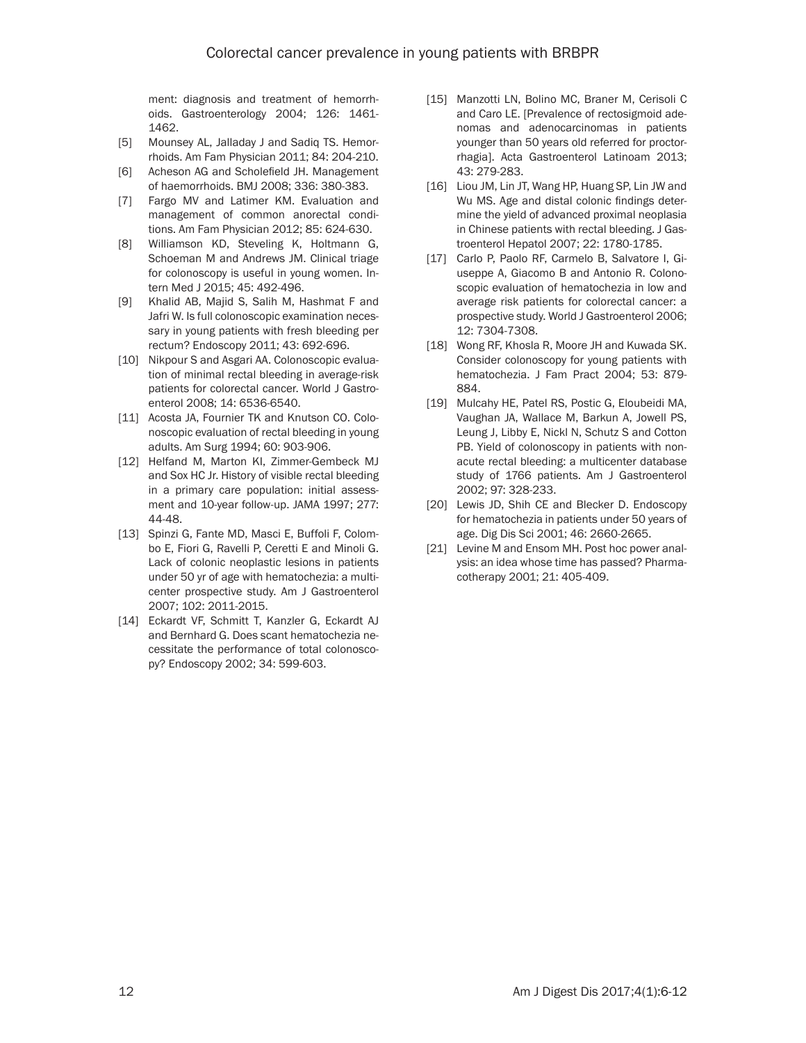ment: diagnosis and treatment of hemorrhoids. Gastroenterology 2004; 126: 1461-1462.

[5] Mounsey AL, Jalladay J and Sadiq TS. Hemorrhoids. Am Fam Physician 2011; 84: 204-210.

[6] Acheson AG and Scholefield JH. Management of haemorrhoids. BMJ 2008; 336: 380-383.

[7] Fargo MV and Latimer KM. Evaluation and management of common anorectal conditions. Am Fam Physician 2012; 85: 624-630.

[8] Williamson KD, Steveling K, Holtmann G, Schoeman M and Andrews JM. Clinical triage for colonoscopy is useful in young women. Intern Med J 2015; 45: 492-496.

[9] Khalid AB, Majid S, Salih M, Hashmat F and Jafri W. Is full colonoscopic examination necessary in young patients with fresh bleeding per rectum? Endoscopy 2011; 43: 692-696.

[10] Nikpour S and Asgari AA. Colonoscopic evaluation of minimal rectal bleeding in average-risk patients for colorectal cancer. World J Gastroenterol 2008; 14: 6536-6540.

[11] Acosta JA, Fournier TK and Knutson CO. Colonoscopic evaluation of rectal bleeding in young adults. Am Surg 1994; 60: 903-906.

[12] Helfand M, Marton KI, Zimmer-Gembeck MJ and Sox HC Jr. History of visible rectal bleeding in a primary care population: initial assessment and 10-year follow-up. JAMA 1997; 277: 44-48.

[13] Spinzi G, Fante MD, Masci E, Buffoli F, Colombo E, Fiori G, Ravelli P, Ceretti E and Minoli G. Lack of colonic neoplastic lesions in patients under 50 yr of age with hematochezia: a multicenter prospective study. Am J Gastroenterol 2007; 102: 2011-2015.

[14] Eckardt VF, Schmitt T, Kanzler G, Eckardt AJ and Bernhard G. Does scant hematochezia necessitate the performance of total colonoscopy? Endoscopy 2002; 34: 599-603.

[15] Manzotti LN, Bolino MC, Braner M, Cerisoli C and Caro LE. [Prevalence of rectosigmoid adenomas and adenocarcinomas in patients younger than 50 years old referred for proctorrhagia]. Acta Gastroenterol Latinoam 2013; 43: 279-283.

[16] Liou JM, Lin JT, Wang HP, Huang SP, Lin JW and Wu MS. Age and distal colonic findings determine the yield of advanced proximal neoplasia in Chinese patients with rectal bleeding. J Gastroenterol Hepatol 2007; 22: 1780-1785.

[17] Carlo P, Paolo RF, Carmelo B, Salvatore I, Giuseppe A, Giacomo B and Antonio R. Colonoscopic evaluation of hematochezia in low and average risk patients for colorectal cancer: a prospective study. World J Gastroenterol 2006; 12: 7304-7308.

[18] Wong RF, Khosla R, Moore JH and Kuwada SK. Consider colonoscopy for young patients with hematochezia. J Fam Pract 2004; 53: 879-884.

[19] Mulcahy HE, Patel RS, Postic G, Eloubeidi MA, Vaughan JA, Wallace M, Barkun A, Jowell PS, Leung J, Libby E, Nickl N, Schutz S and Cotton PB. Yield of colonoscopy in patients with nonacute rectal bleeding: a multicenter database study of 1766 patients. Am J Gastroenterol 2002; 97: 328-233.

[20] Lewis JD, Shih CE and Blecker D. Endoscopy for hematochezia in patients under 50 years of age. Dig Dis Sci 2001; 46: 2660-2665.

[21] Levine M and Ensom MH. Post hoc power analysis: an idea whose time has passed? Pharmacotherapy 2001; 21: 405-409.